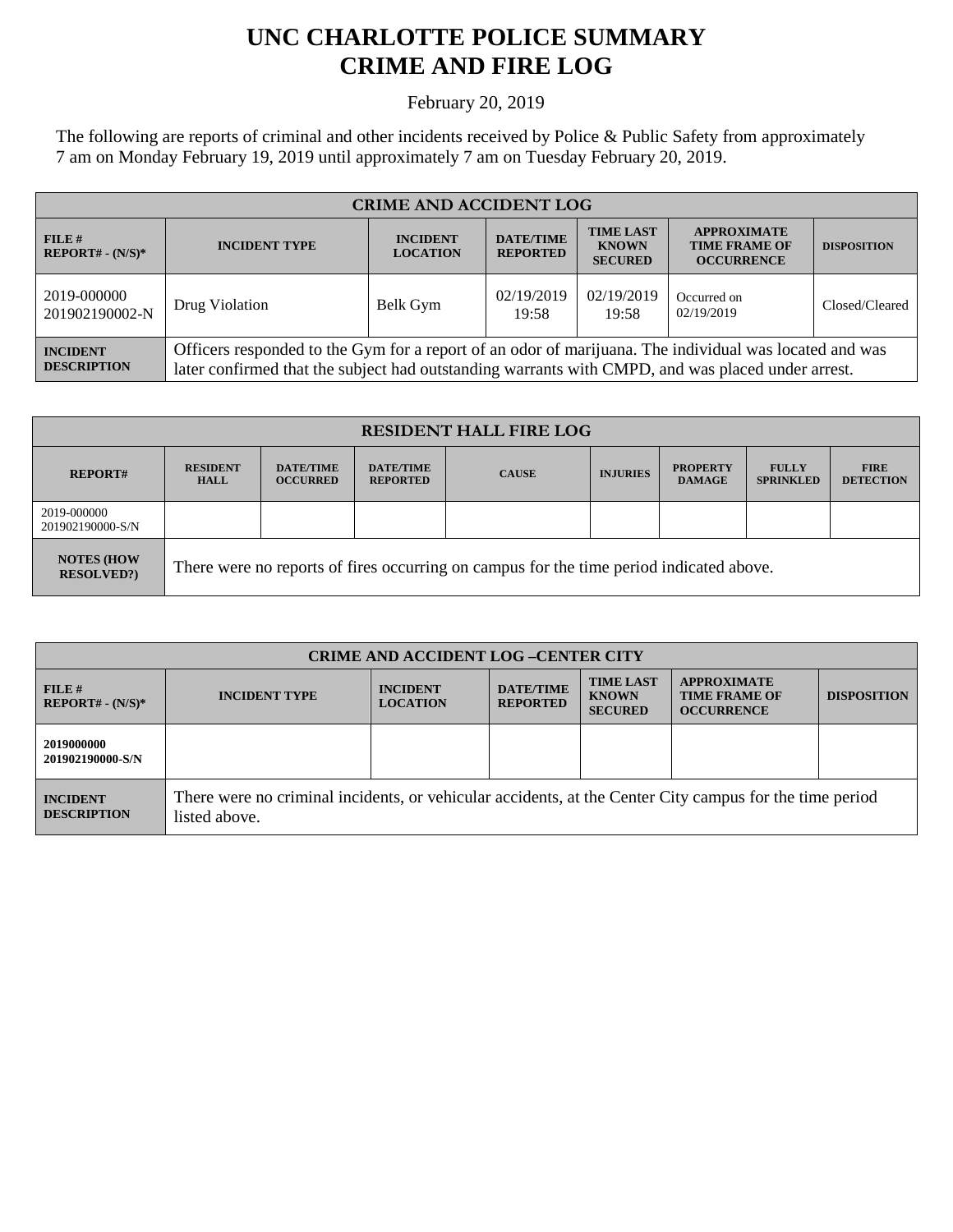# UNC CHARLOTTE POLICE SUMMARY
# CRIME AND FIRE LOG

February 20, 2019

The following are reports of criminal and other incidents received by Police & Public Safety from approximately 7 am on Monday February 19, 2019 until approximately 7 am on Tuesday February 20, 2019.

| CRIME AND ACCIDENT LOG | | | | | | |
|---|---|---|---|---|---|---|
| **FILE # REPORT# - (N/S)*** | **INCIDENT TYPE** | **INCIDENT LOCATION** | **DATE/TIME REPORTED** | **TIME LAST KNOWN SECURED** | **APPROXIMATE TIME FRAME OF OCCURRENCE** | **DISPOSITION** |
| 2019-000000 201902190002-N | Drug Violation | Belk Gym | 02/19/2019 19:58 | 02/19/2019 19:58 | Occurred on 02/19/2019 | Closed/Cleared |
| **INCIDENT DESCRIPTION** | Officers responded to the Gym for a report of an odor of marijuana. The individual was located and was later confirmed that the subject had outstanding warrants with CMPD, and was placed under arrest. | | | | | |

| RESIDENT HALL FIRE LOG | | | | | | | | |
|---|---|---|---|---|---|---|---|---|
| **REPORT#** | **RESIDENT HALL** | **DATE/TIME OCCURRED** | **DATE/TIME REPORTED** | **CAUSE** | **INJURIES** | **PROPERTY DAMAGE** | **FULLY SPRINKLED** | **FIRE DETECTION** |
| 2019-000000 201902190000-S/N | | | | | | | | |
| **NOTES (HOW RESOLVED?)** | There were no reports of fires occurring on campus for the time period indicated above. | | | | | | | |

| CRIME AND ACCIDENT LOG –CENTER CITY | | | | | | |
|---|---|---|---|---|---|---|
| **FILE # REPORT# - (N/S)*** | **INCIDENT TYPE** | **INCIDENT LOCATION** | **DATE/TIME REPORTED** | **TIME LAST KNOWN SECURED** | **APPROXIMATE TIME FRAME OF OCCURRENCE** | **DISPOSITION** |
| **2019000000 201902190000-S/N** | | | | | | |
| **INCIDENT DESCRIPTION** | There were no criminal incidents, or vehicular accidents, at the Center City campus for the time period listed above. | | | | | |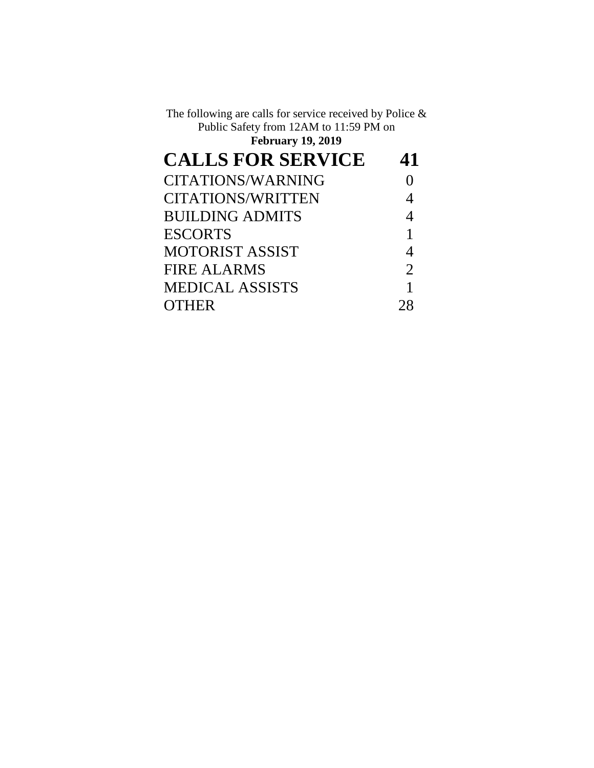The following are calls for service received by Police & Public Safety from 12AM to 11:59 PM on

**February 19, 2019**

| | |
|---|---|
| **CALLS FOR SERVICE** | **41** |
| CITATIONS/WARNING | 0 |
| CITATIONS/WRITTEN | 4 |
| BUILDING ADMITS | 4 |
| ESCORTS | 1 |
| MOTORIST ASSIST | 4 |
| FIRE ALARMS | 2 |
| MEDICAL ASSISTS | 1 |
| OTHER | 28 |